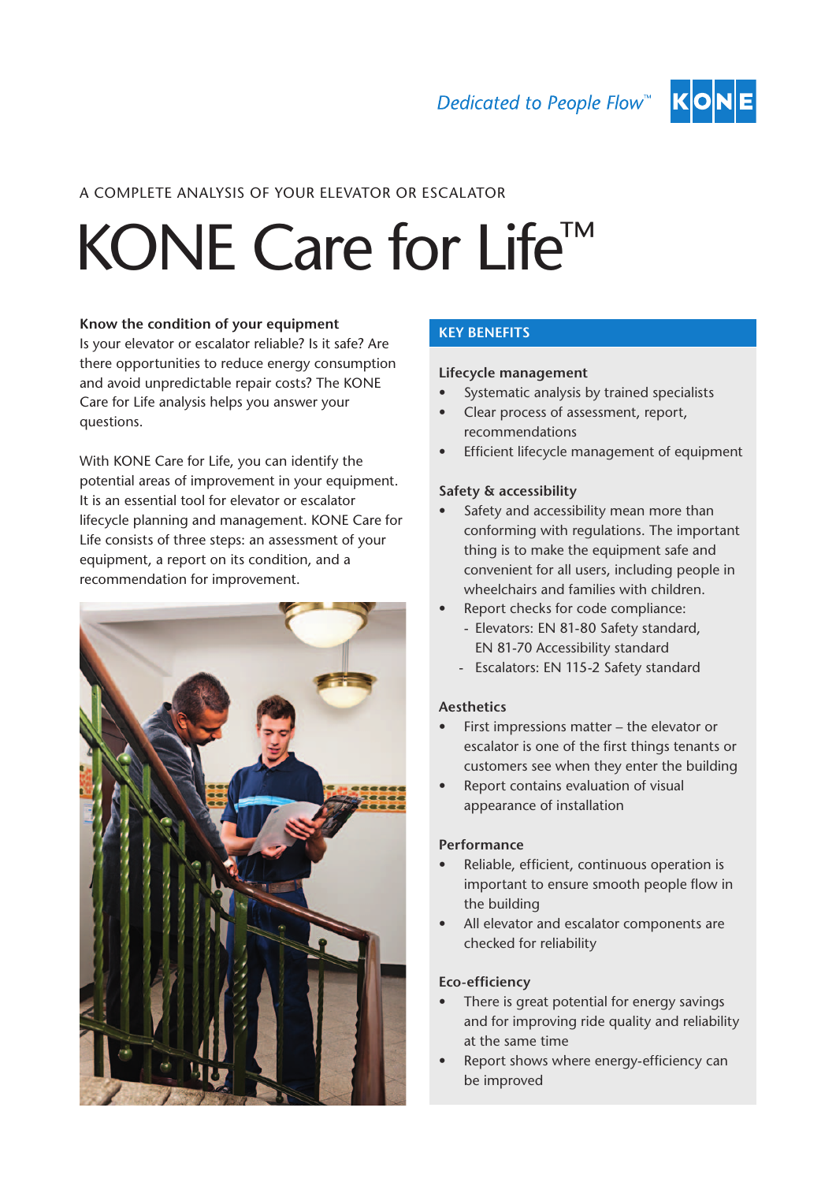Dedicated to People Flow™

KONE

A COMPLETE ANALYSIS OF YOUR ELEVATOR OR ESCALATOR

# KONE Care for Life™

**Know the condition of your equipment**

Is your elevator or escalator reliable? Is it safe? Are there opportunities to reduce energy consumption and avoid unpredictable repair costs? The KONE Care for Life analysis helps you answer your questions.

With KONE Care for Life, you can identify the potential areas of improvement in your equipment. It is an essential tool for elevator or escalator lifecycle planning and management. KONE Care for Life consists of three steps: an assessment of your equipment, a report on its condition, and a recommendation for improvement.

## KEY BENEFITS

**Lifecycle management**

- Systematic analysis by trained specialists
- Clear process of assessment, report, recommendations
- Efficient lifecycle management of equipment

**Safety & accessibility**

- Safety and accessibility mean more than conforming with regulations. The important thing is to make the equipment safe and convenient for all users, including people in wheelchairs and families with children.
- Report checks for code compliance:
  - Elevators: EN 81-80 Safety standard, EN 81-70 Accessibility standard
  - Escalators: EN 115-2 Safety standard

**Aesthetics**

- First impressions matter – the elevator or escalator is one of the first things tenants or customers see when they enter the building
- Report contains evaluation of visual appearance of installation

**Performance**

- Reliable, efficient, continuous operation is important to ensure smooth people flow in the building
- All elevator and escalator components are checked for reliability

**Eco-efficiency**

- There is great potential for energy savings and for improving ride quality and reliability at the same time
- Report shows where energy-efficiency can be improved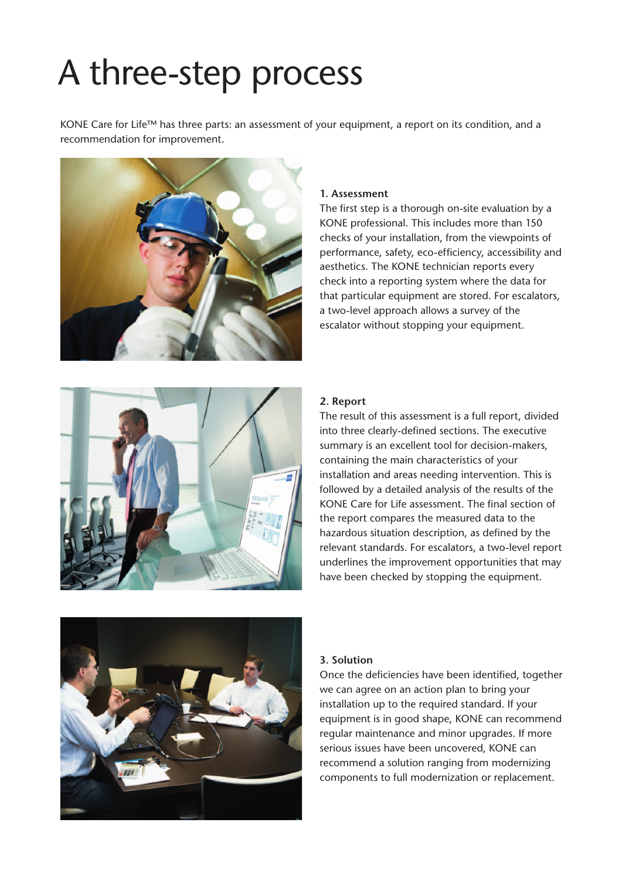# A three-step process

KONE Care for Life™ has three parts: an assessment of your equipment, a report on its condition, and a recommendation for improvement.

**1. Assessment**

The first step is a thorough on-site evaluation by a KONE professional. This includes more than 150 checks of your installation, from the viewpoints of performance, safety, eco-efficiency, accessibility and aesthetics. The KONE technician reports every check into a reporting system where the data for that particular equipment are stored. For escalators, a two-level approach allows a survey of the escalator without stopping your equipment.

**2. Report**

The result of this assessment is a full report, divided into three clearly-defined sections. The executive summary is an excellent tool for decision-makers, containing the main characteristics of your installation and areas needing intervention. This is followed by a detailed analysis of the results of the KONE Care for Life assessment. The final section of the report compares the measured data to the hazardous situation description, as defined by the relevant standards. For escalators, a two-level report underlines the improvement opportunities that may have been checked by stopping the equipment.

**3. Solution**

Once the deficiencies have been identified, together we can agree on an action plan to bring your installation up to the required standard. If your equipment is in good shape, KONE can recommend regular maintenance and minor upgrades. If more serious issues have been uncovered, KONE can recommend a solution ranging from modernizing components to full modernization or replacement.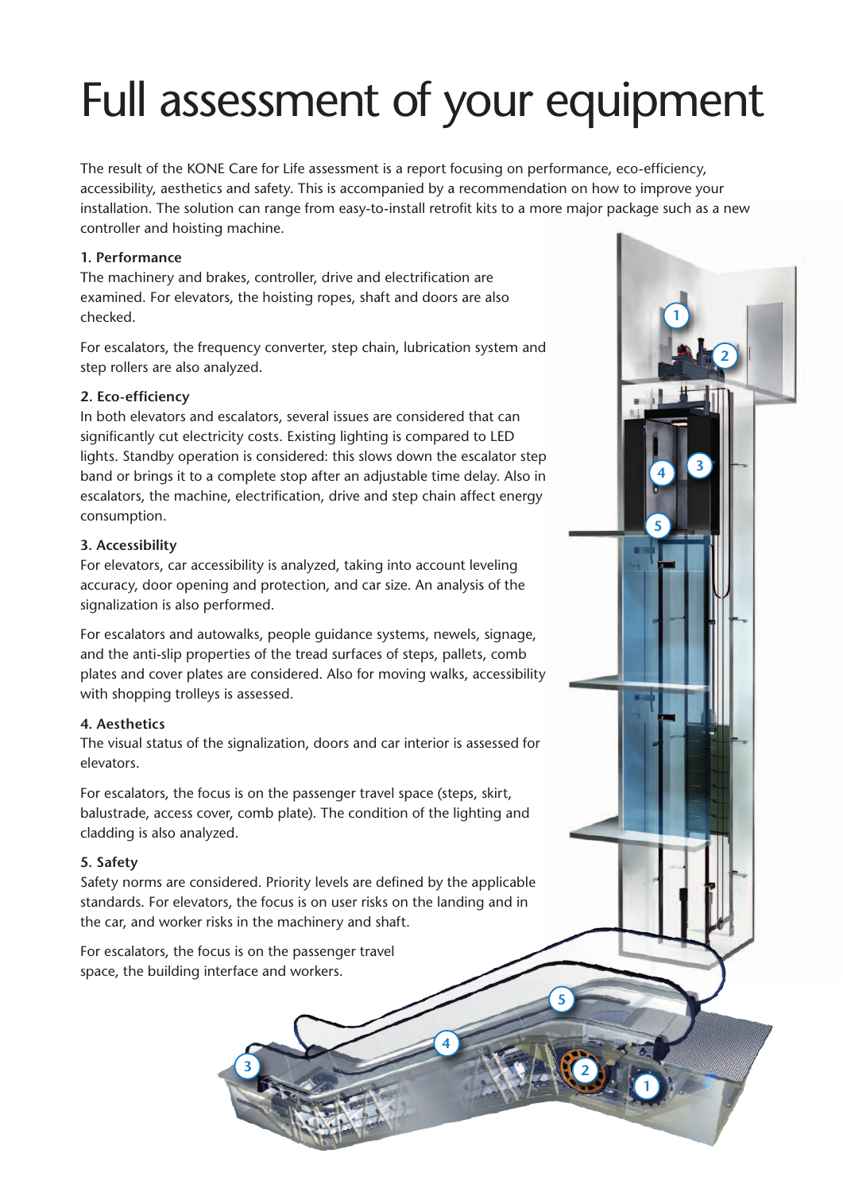# Full assessment of your equipment

The result of the KONE Care for Life assessment is a report focusing on performance, eco-efficiency, accessibility, aesthetics and safety. This is accompanied by a recommendation on how to improve your installation. The solution can range from easy-to-install retrofit kits to a more major package such as a new controller and hoisting machine.

**1. Performance**

The machinery and brakes, controller, drive and electrification are examined. For elevators, the hoisting ropes, shaft and doors are also checked.

For escalators, the frequency converter, step chain, lubrication system and step rollers are also analyzed.

**2. Eco-efficiency**

In both elevators and escalators, several issues are considered that can significantly cut electricity costs. Existing lighting is compared to LED lights. Standby operation is considered: this slows down the escalator step band or brings it to a complete stop after an adjustable time delay. Also in escalators, the machine, electrification, drive and step chain affect energy consumption.

**3. Accessibility**

For elevators, car accessibility is analyzed, taking into account leveling accuracy, door opening and protection, and car size. An analysis of the signalization is also performed.

For escalators and autowalks, people guidance systems, newels, signage, and the anti-slip properties of the tread surfaces of steps, pallets, comb plates and cover plates are considered. Also for moving walks, accessibility with shopping trolleys is assessed.

**4. Aesthetics**

The visual status of the signalization, doors and car interior is assessed for elevators.

For escalators, the focus is on the passenger travel space (steps, skirt, balustrade, access cover, comb plate). The condition of the lighting and cladding is also analyzed.

**5. Safety**

Safety norms are considered. Priority levels are defined by the applicable standards. For elevators, the focus is on user risks on the landing and in the car, and worker risks in the machinery and shaft.

For escalators, the focus is on the passenger travel space, the building interface and workers.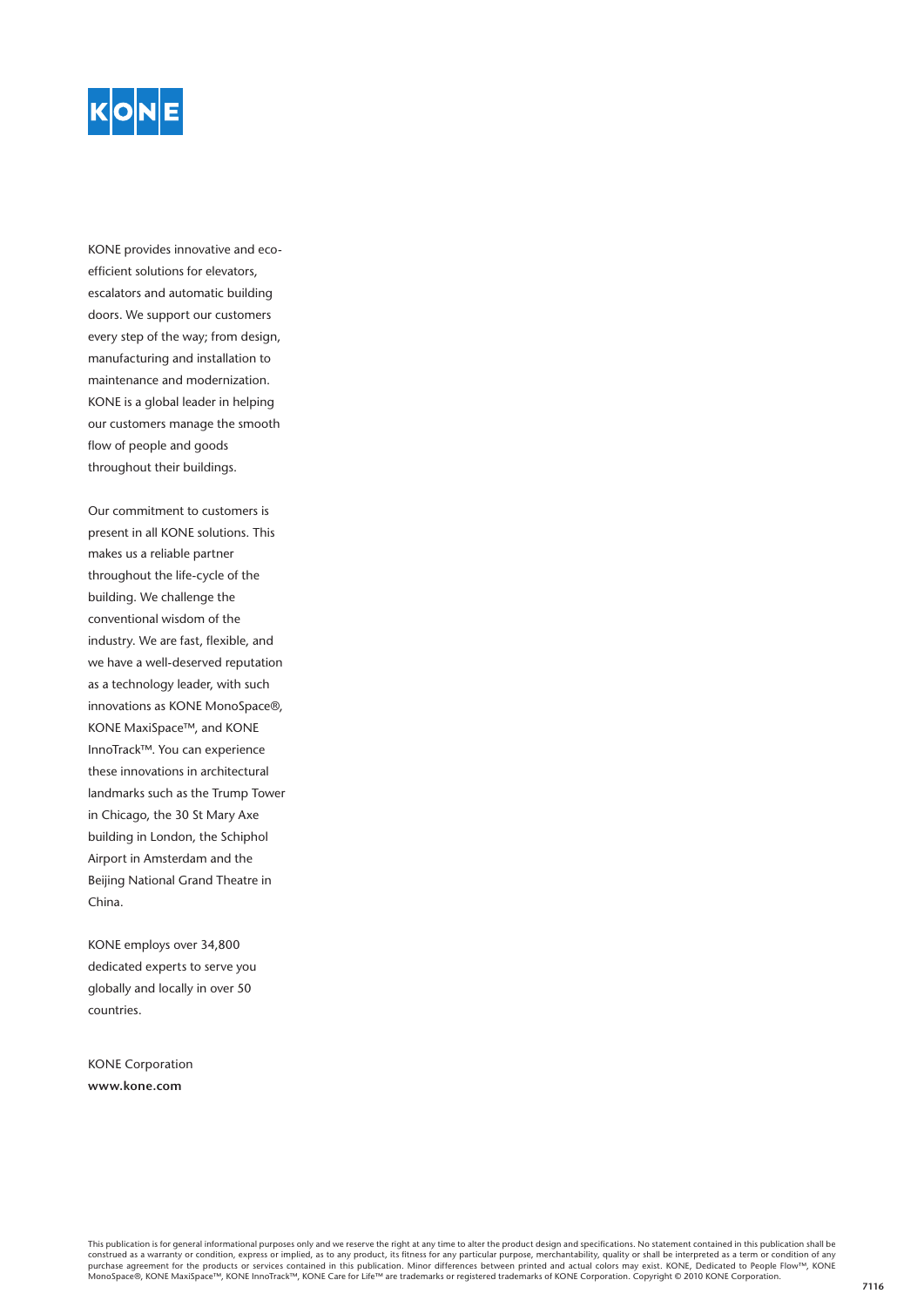KONE

KONE provides innovative and eco-efficient solutions for elevators, escalators and automatic building doors. We support our customers every step of the way; from design, manufacturing and installation to maintenance and modernization. KONE is a global leader in helping our customers manage the smooth flow of people and goods throughout their buildings.

Our commitment to customers is present in all KONE solutions. This makes us a reliable partner throughout the life-cycle of the building. We challenge the conventional wisdom of the industry. We are fast, flexible, and we have a well-deserved reputation as a technology leader, with such innovations as KONE MonoSpace®, KONE MaxiSpace™, and KONE InnoTrack™. You can experience these innovations in architectural landmarks such as the Trump Tower in Chicago, the 30 St Mary Axe building in London, the Schiphol Airport in Amsterdam and the Beijing National Grand Theatre in China.

KONE employs over 34,800 dedicated experts to serve you globally and locally in over 50 countries.

KONE Corporation
**www.kone.com**

This publication is for general informational purposes only and we reserve the right at any time to alter the product design and specifications. No statement contained in this publication shall be construed as a warranty or condition, express or implied, as to any product, its fitness for any particular purpose, merchantability, quality or shall be interpreted as a term or condition of any purchase agreement for the products or services contained in this publication. Minor differences between printed and actual colors may exist. KONE, Dedicated to People Flow™, KONE MonoSpace®, KONE MaxiSpace™, KONE InnoTrack™, KONE Care for Life™ are trademarks or registered trademarks of KONE Corporation. Copyright © 2010 KONE Corporation.

7116